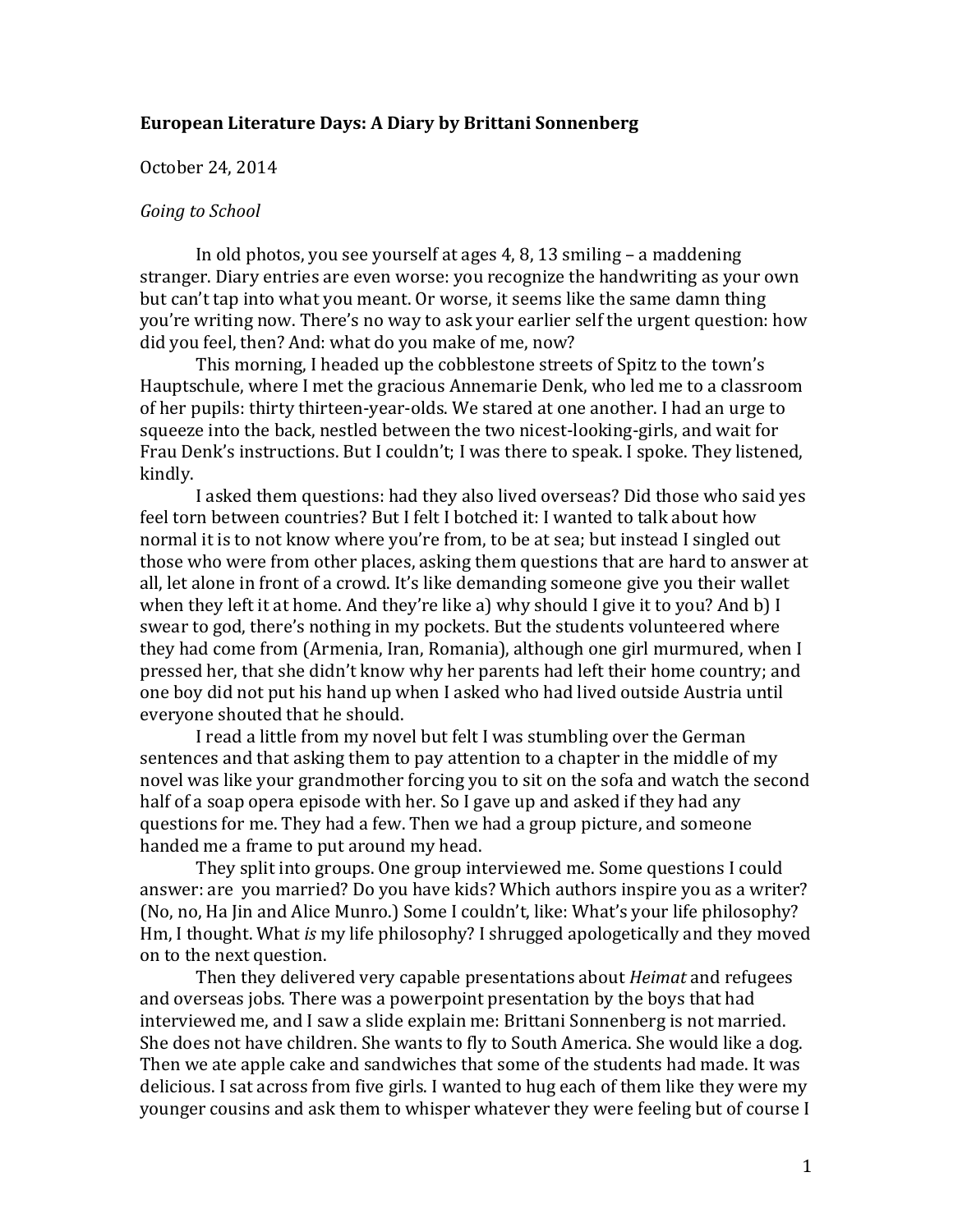**European Literature Days: A Diary by Brittani Sonnenberg**

October 24, 2014

*Going to School*

In old photos, you see yourself at ages 4, 8, 13 smiling – a maddening stranger. Diary entries are even worse: you recognize the handwriting as your own but can't tap into what you meant. Or worse, it seems like the same damn thing you're writing now. There's no way to ask your earlier self the urgent question: how did you feel, then? And: what do you make of me, now?

This morning, I headed up the cobblestone streets of Spitz to the town's Hauptschule, where I met the gracious Annemarie Denk, who led me to a classroom of her pupils: thirty thirteen-year-olds. We stared at one another. I had an urge to squeeze into the back, nestled between the two nicest-looking-girls, and wait for Frau Denk's instructions. But I couldn't; I was there to speak. I spoke. They listened, kindly.

I asked them questions: had they also lived overseas? Did those who said yes feel torn between countries? But I felt I botched it: I wanted to talk about how normal it is to not know where you're from, to be at sea; but instead I singled out those who were from other places, asking them questions that are hard to answer at all, let alone in front of a crowd. It's like demanding someone give you their wallet when they left it at home. And they're like a) why should I give it to you? And b) I swear to god, there's nothing in my pockets. But the students volunteered where they had come from (Armenia, Iran, Romania), although one girl murmured, when I pressed her, that she didn't know why her parents had left their home country; and one boy did not put his hand up when I asked who had lived outside Austria until everyone shouted that he should.

I read a little from my novel but felt I was stumbling over the German sentences and that asking them to pay attention to a chapter in the middle of my novel was like your grandmother forcing you to sit on the sofa and watch the second half of a soap opera episode with her. So I gave up and asked if they had any questions for me. They had a few. Then we had a group picture, and someone handed me a frame to put around my head.

They split into groups. One group interviewed me. Some questions I could answer: are you married? Do you have kids? Which authors inspire you as a writer? (No, no, Ha Jin and Alice Munro.) Some I couldn't, like: What's your life philosophy? Hm, I thought. What *is* my life philosophy? I shrugged apologetically and they moved on to the next question.

Then they delivered very capable presentations about *Heimat* and refugees and overseas jobs. There was a powerpoint presentation by the boys that had interviewed me, and I saw a slide explain me: Brittani Sonnenberg is not married. She does not have children. She wants to fly to South America. She would like a dog. Then we ate apple cake and sandwiches that some of the students had made. It was delicious. I sat across from five girls. I wanted to hug each of them like they were my younger cousins and ask them to whisper whatever they were feeling but of course I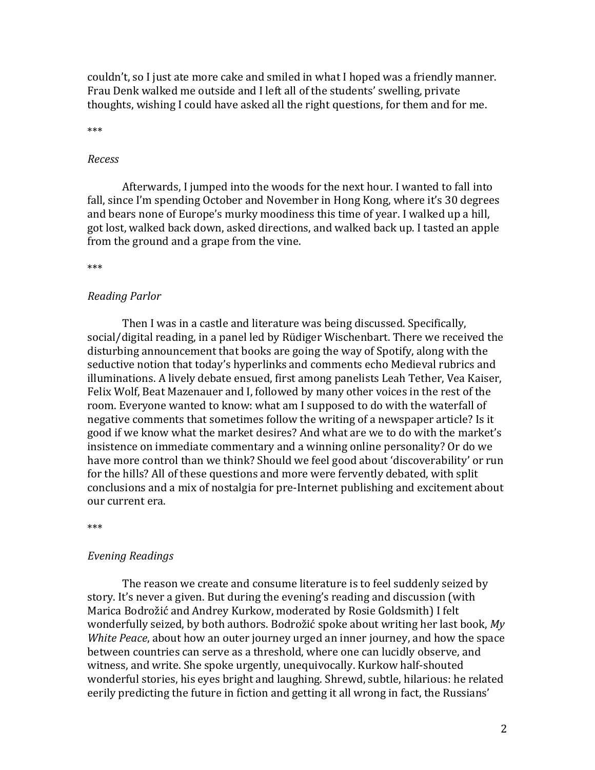couldn't, so I just ate more cake and smiled in what I hoped was a friendly manner. Frau Denk walked me outside and I left all of the students' swelling, private thoughts, wishing I could have asked all the right questions, for them and for me.

***

*Recess*

Afterwards, I jumped into the woods for the next hour. I wanted to fall into fall, since I'm spending October and November in Hong Kong, where it's 30 degrees and bears none of Europe's murky moodiness this time of year. I walked up a hill, got lost, walked back down, asked directions, and walked back up. I tasted an apple from the ground and a grape from the vine.

***

*Reading Parlor*

Then I was in a castle and literature was being discussed. Specifically, social/digital reading, in a panel led by Rüdiger Wischenbart. There we received the disturbing announcement that books are going the way of Spotify, along with the seductive notion that today's hyperlinks and comments echo Medieval rubrics and illuminations. A lively debate ensued, first among panelists Leah Tether, Vea Kaiser, Felix Wolf, Beat Mazenauer and I, followed by many other voices in the rest of the room. Everyone wanted to know: what am I supposed to do with the waterfall of negative comments that sometimes follow the writing of a newspaper article? Is it good if we know what the market desires? And what are we to do with the market's insistence on immediate commentary and a winning online personality? Or do we have more control than we think? Should we feel good about 'discoverability' or run for the hills? All of these questions and more were fervently debated, with split conclusions and a mix of nostalgia for pre-Internet publishing and excitement about our current era.

***

*Evening Readings*

The reason we create and consume literature is to feel suddenly seized by story. It's never a given. But during the evening's reading and discussion (with Marica Bodrožić and Andrey Kurkow, moderated by Rosie Goldsmith) I felt wonderfully seized, by both authors. Bodrožić spoke about writing her last book, *My White Peace*, about how an outer journey urged an inner journey, and how the space between countries can serve as a threshold, where one can lucidly observe, and witness, and write. She spoke urgently, unequivocally. Kurkow half-shouted wonderful stories, his eyes bright and laughing. Shrewd, subtle, hilarious: he related eerily predicting the future in fiction and getting it all wrong in fact, the Russians'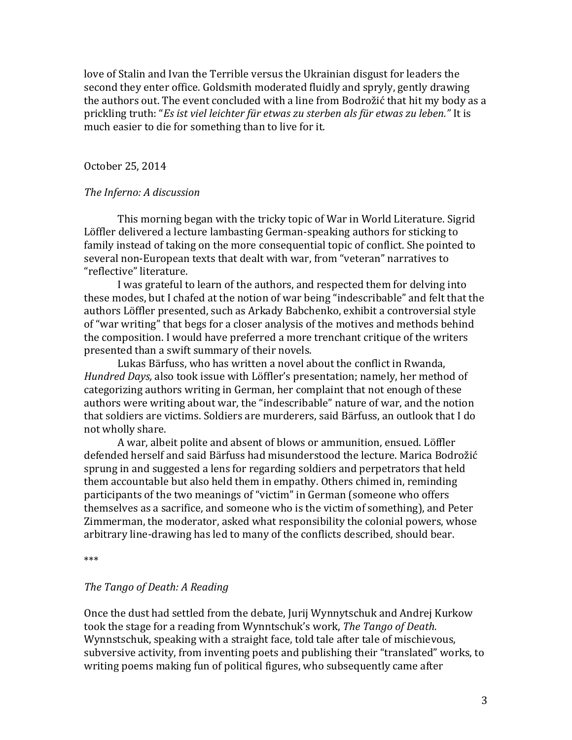love of Stalin and Ivan the Terrible versus the Ukrainian disgust for leaders the second they enter office. Goldsmith moderated fluidly and spryly, gently drawing the authors out. The event concluded with a line from Bodrožić that hit my body as a prickling truth: "*Es ist viel leichter für etwas zu sterben als für etwas zu leben.*" It is much easier to die for something than to live for it.

October 25, 2014

*The Inferno: A discussion*

This morning began with the tricky topic of War in World Literature. Sigrid Löffler delivered a lecture lambasting German-speaking authors for sticking to family instead of taking on the more consequential topic of conflict. She pointed to several non-European texts that dealt with war, from "veteran" narratives to "reflective" literature.

I was grateful to learn of the authors, and respected them for delving into these modes, but I chafed at the notion of war being "indescribable" and felt that the authors Löffler presented, such as Arkady Babchenko, exhibit a controversial style of "war writing" that begs for a closer analysis of the motives and methods behind the composition. I would have preferred a more trenchant critique of the writers presented than a swift summary of their novels.

Lukas Bärfuss, who has written a novel about the conflict in Rwanda, *Hundred Days,* also took issue with Löffler's presentation; namely, her method of categorizing authors writing in German, her complaint that not enough of these authors were writing about war, the "indescribable" nature of war, and the notion that soldiers are victims. Soldiers are murderers, said Bärfuss, an outlook that I do not wholly share.

A war, albeit polite and absent of blows or ammunition, ensued. Löffler defended herself and said Bärfuss had misunderstood the lecture. Marica Bodrožić sprung in and suggested a lens for regarding soldiers and perpetrators that held them accountable but also held them in empathy. Others chimed in, reminding participants of the two meanings of "victim" in German (someone who offers themselves as a sacrifice, and someone who is the victim of something), and Peter Zimmerman, the moderator, asked what responsibility the colonial powers, whose arbitrary line-drawing has led to many of the conflicts described, should bear.

***

*The Tango of Death: A Reading*

Once the dust had settled from the debate, Jurij Wynnytschuk and Andrej Kurkow took the stage for a reading from Wynntschuk's work, *The Tango of Death.* Wynnstschuk, speaking with a straight face, told tale after tale of mischievous, subversive activity, from inventing poets and publishing their "translated" works, to writing poems making fun of political figures, who subsequently came after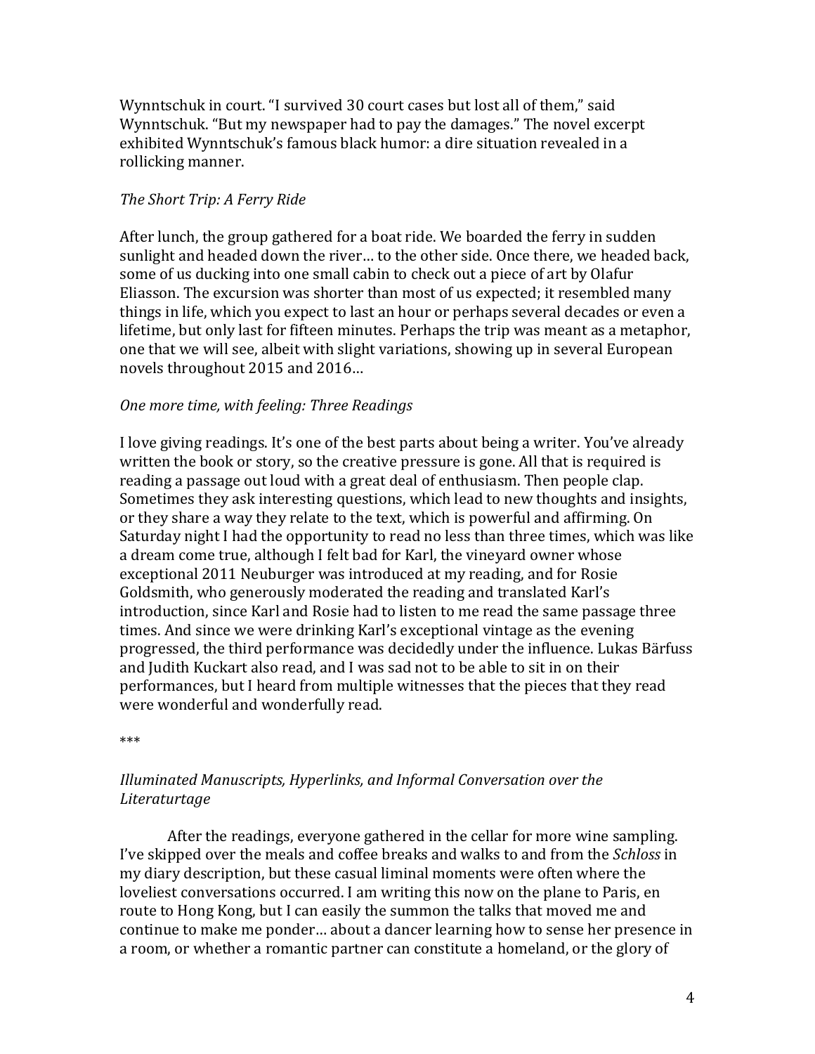Wynntschuk in court. "I survived 30 court cases but lost all of them," said Wynntschuk. "But my newspaper had to pay the damages." The novel excerpt exhibited Wynntschuk's famous black humor: a dire situation revealed in a rollicking manner.

*The Short Trip: A Ferry Ride*

After lunch, the group gathered for a boat ride. We boarded the ferry in sudden sunlight and headed down the river… to the other side. Once there, we headed back, some of us ducking into one small cabin to check out a piece of art by Olafur Eliasson. The excursion was shorter than most of us expected; it resembled many things in life, which you expect to last an hour or perhaps several decades or even a lifetime, but only last for fifteen minutes. Perhaps the trip was meant as a metaphor, one that we will see, albeit with slight variations, showing up in several European novels throughout 2015 and 2016…

*One more time, with feeling: Three Readings*

I love giving readings. It's one of the best parts about being a writer. You've already written the book or story, so the creative pressure is gone. All that is required is reading a passage out loud with a great deal of enthusiasm. Then people clap. Sometimes they ask interesting questions, which lead to new thoughts and insights, or they share a way they relate to the text, which is powerful and affirming. On Saturday night I had the opportunity to read no less than three times, which was like a dream come true, although I felt bad for Karl, the vineyard owner whose exceptional 2011 Neuburger was introduced at my reading, and for Rosie Goldsmith, who generously moderated the reading and translated Karl's introduction, since Karl and Rosie had to listen to me read the same passage three times. And since we were drinking Karl's exceptional vintage as the evening progressed, the third performance was decidedly under the influence. Lukas Bärfuss and Judith Kuckart also read, and I was sad not to be able to sit in on their performances, but I heard from multiple witnesses that the pieces that they read were wonderful and wonderfully read.

***

*Illuminated Manuscripts, Hyperlinks, and Informal Conversation over the Literaturtage*

After the readings, everyone gathered in the cellar for more wine sampling. I've skipped over the meals and coffee breaks and walks to and from the *Schloss* in my diary description, but these casual liminal moments were often where the loveliest conversations occurred. I am writing this now on the plane to Paris, en route to Hong Kong, but I can easily the summon the talks that moved me and continue to make me ponder… about a dancer learning how to sense her presence in a room, or whether a romantic partner can constitute a homeland, or the glory of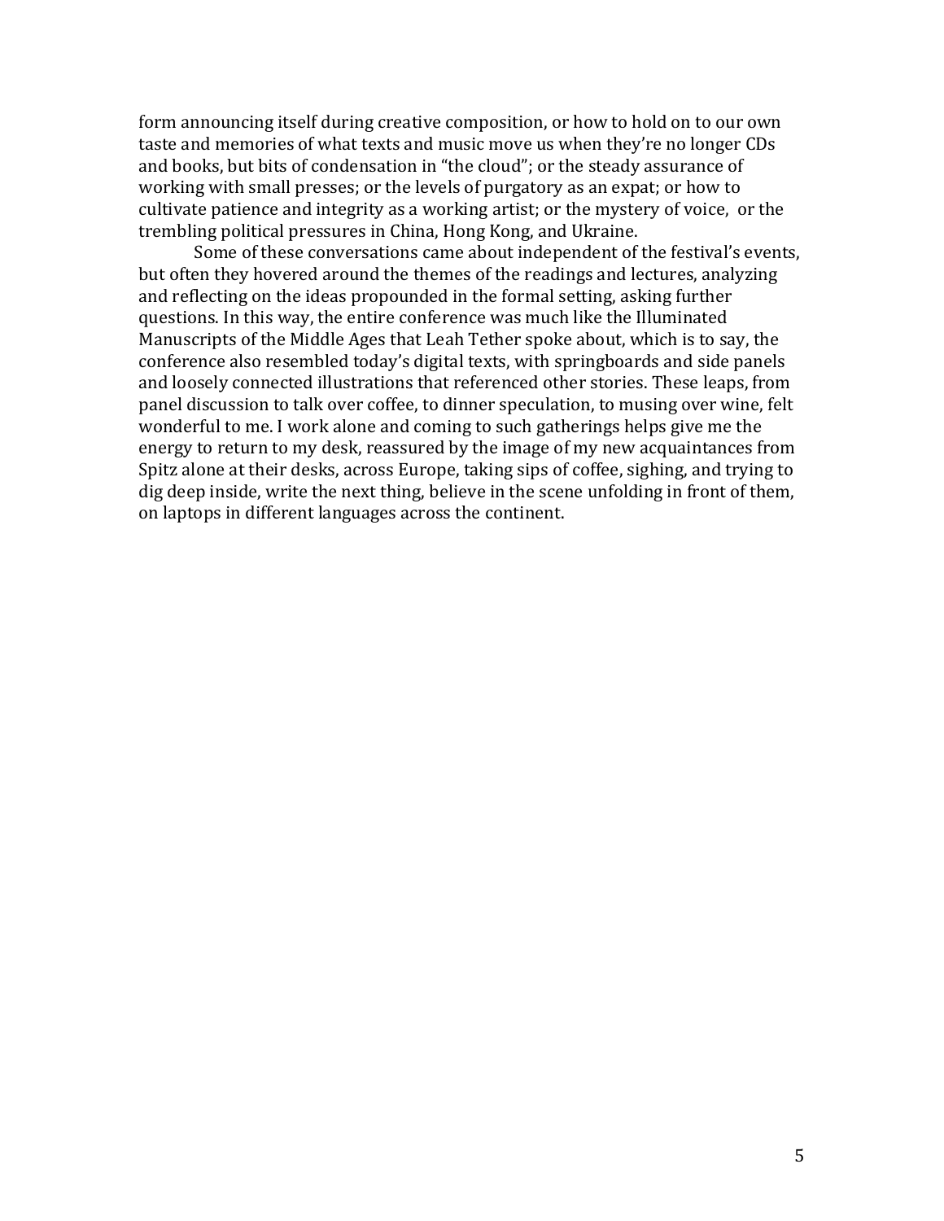form announcing itself during creative composition, or how to hold on to our own taste and memories of what texts and music move us when they're no longer CDs and books, but bits of condensation in "the cloud"; or the steady assurance of working with small presses; or the levels of purgatory as an expat; or how to cultivate patience and integrity as a working artist; or the mystery of voice, or the trembling political pressures in China, Hong Kong, and Ukraine.

Some of these conversations came about independent of the festival's events, but often they hovered around the themes of the readings and lectures, analyzing and reflecting on the ideas propounded in the formal setting, asking further questions. In this way, the entire conference was much like the Illuminated Manuscripts of the Middle Ages that Leah Tether spoke about, which is to say, the conference also resembled today's digital texts, with springboards and side panels and loosely connected illustrations that referenced other stories. These leaps, from panel discussion to talk over coffee, to dinner speculation, to musing over wine, felt wonderful to me. I work alone and coming to such gatherings helps give me the energy to return to my desk, reassured by the image of my new acquaintances from Spitz alone at their desks, across Europe, taking sips of coffee, sighing, and trying to dig deep inside, write the next thing, believe in the scene unfolding in front of them, on laptops in different languages across the continent.